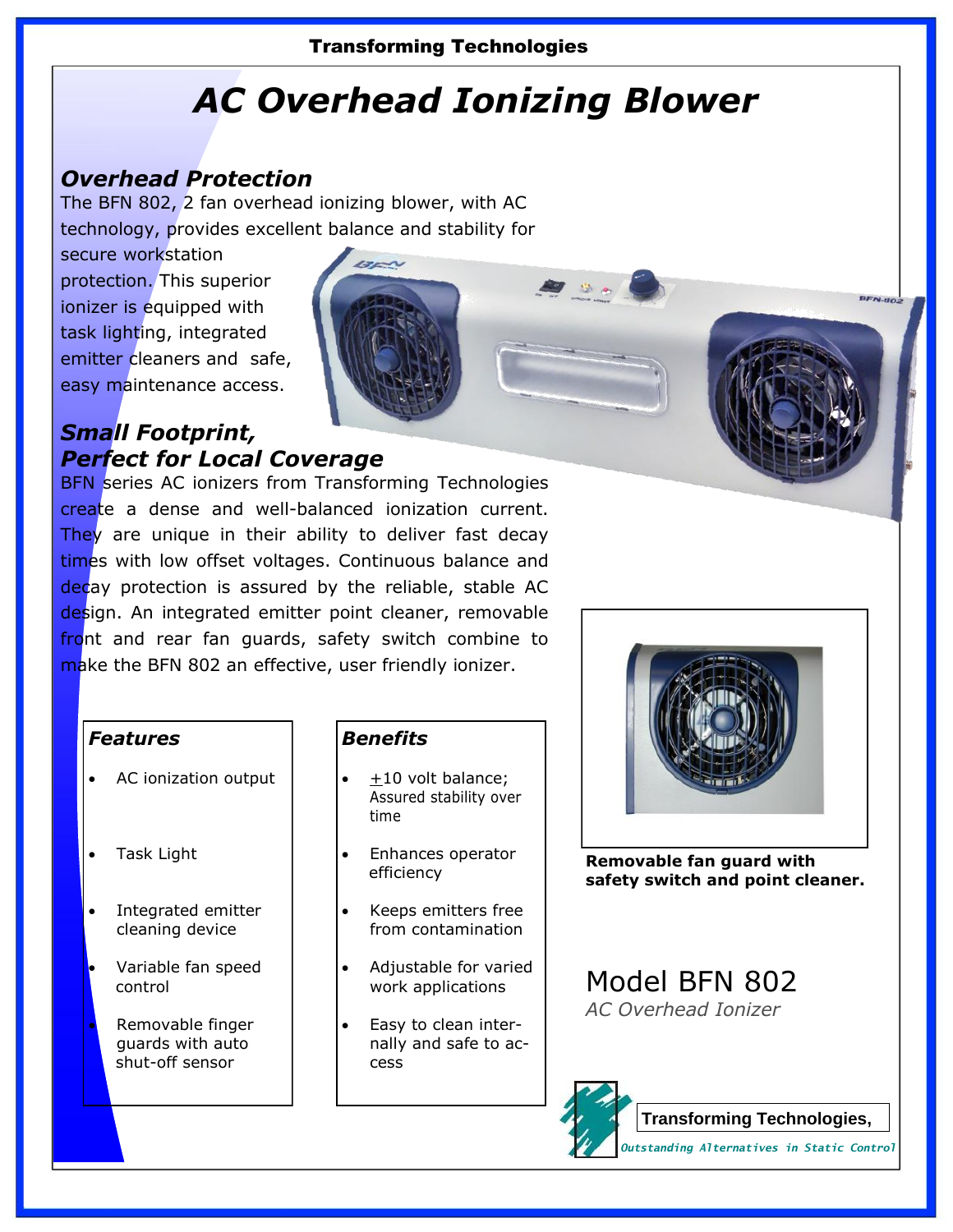Transforming Technologies

# AC Overhead Ionizing Blower

## Overhead Protection

The BFN 802, 2 fan overhead ionizing blower, with AC technology, provides excellent balance and stability for secure workstation protection. This superior ionizer is equipped with task lighting, integrated emitter cleaners and safe, easy maintenance access.

## Small Footprint, Perfect for Local Coverage

BFN series AC ionizers from Transforming Technologies create a dense and well-balanced ionization current. They are unique in their ability to deliver fast decay times with low offset voltages. Continuous balance and decay protection is assured by the reliable, stable AC design. An integrated emitter point cleaner, removable front and rear fan guards, safety switch combine to make the BFN 802 an effective, user friendly ionizer.

| Features | Benefits |
|---|---|
| AC ionization output | ±10 volt balance; Assured stability over time |
| Task Light | Enhances operator efficiency |
| Integrated emitter cleaning device | Keeps emitters free from contamination |
| Variable fan speed control | Adjustable for varied work applications |
| Removable finger guards with auto shut-off sensor | Easy to clean internally and safe to access |

**Removable fan guard with safety switch and point cleaner.**

Model BFN 802

*AC Overhead Ionizer*

**Transforming Technologies,**

*Outstanding Alternatives in Static Control*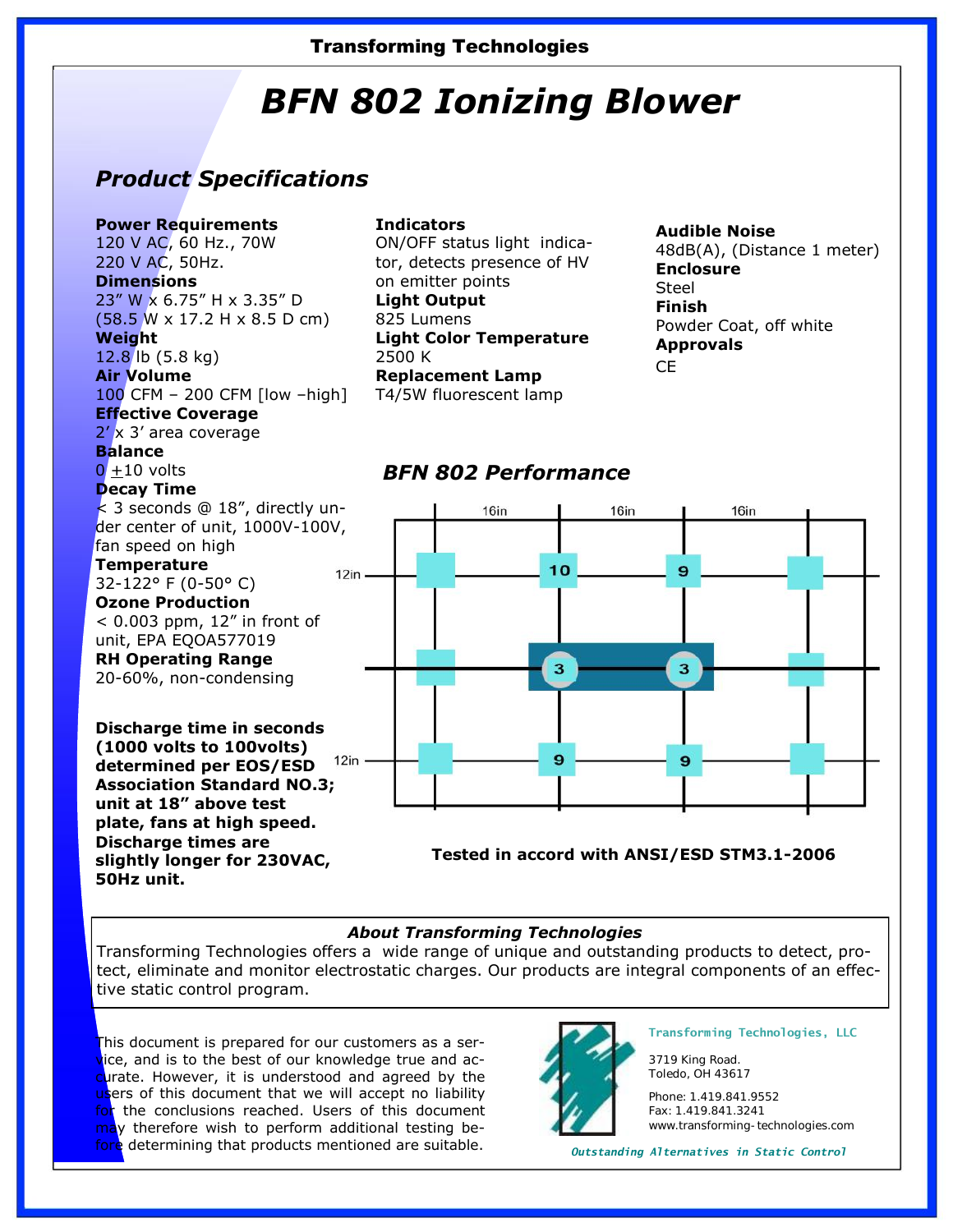## Transforming Technologies

# BFN 802 Ionizing Blower

## Product Specifications

**Power Requirements**
120 V AC, 60 Hz., 70W
220 V AC, 50Hz.

**Dimensions**
23" W x 6.75" H x 3.35" D
(58.5 W x 17.2 H x 8.5 D cm)

**Weight**
12.8 lb (5.8 kg)

**Air Volume**
100 CFM – 200 CFM [low –high]

**Effective Coverage**
2' x 3' area coverage

**Balance**
0 ±10 volts

**Decay Time**
< 3 seconds @ 18", directly under center of unit, 1000V-100V, fan speed on high

**Temperature**
32-122° F (0-50° C)

**Ozone Production**
< 0.003 ppm, 12" in front of unit, EPA EQOA577019

**RH Operating Range**
20-60%, non-condensing

**Indicators**
ON/OFF status light indicator, detects presence of HV on emitter points

**Light Output**
825 Lumens

**Light Color Temperature**
2500 K

**Replacement Lamp**
T4/5W fluorescent lamp

**Audible Noise**
48dB(A), (Distance 1 meter)

**Enclosure**
Steel

**Finish**
Powder Coat, off white

**Approvals**
CE

**Discharge time in seconds (1000 volts to 100volts) determined per EOS/ESD Association Standard NO.3; unit at 18" above test plate, fans at high speed. Discharge times are slightly longer for 230VAC, 50Hz unit.**

### BFN 802 Performance

16in
16in
16in
12in
12in
10
9
3
3
9
9

**Tested in accord with ANSI/ESD STM3.1-2006**

### *About Transforming Technologies*

Transforming Technologies offers a wide range of unique and outstanding products to detect, protect, eliminate and monitor electrostatic charges. Our products are integral components of an effective static control program.

This document is prepared for our customers as a service, and is to the best of our knowledge true and accurate. However, it is understood and agreed by the users of this document that we will accept no liability for the conclusions reached. Users of this document may therefore wish to perform additional testing before determining that products mentioned are suitable.

Transforming Technologies, LLC

3719 King Road.
Toledo, OH 43617

Phone: 1.419.841.9552
Fax: 1.419.841.3241
www.transforming-technologies.com

*Outstanding Alternatives in Static Control*